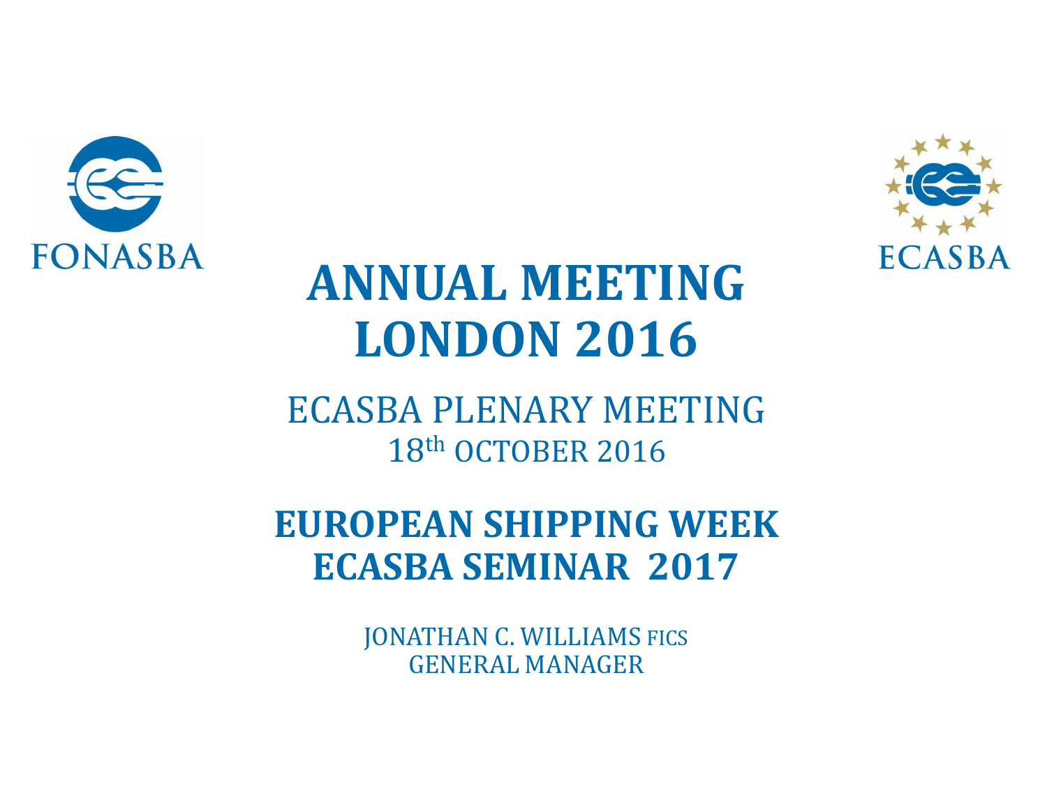FONASBA

ECASBA

# ANNUAL MEETING
# LONDON 2016

ECASBA PLENARY MEETING

18th OCTOBER 2016

## EUROPEAN SHIPPING WEEK
## ECASBA SEMINAR 2017

JONATHAN C. WILLIAMS FICS

GENERAL MANAGER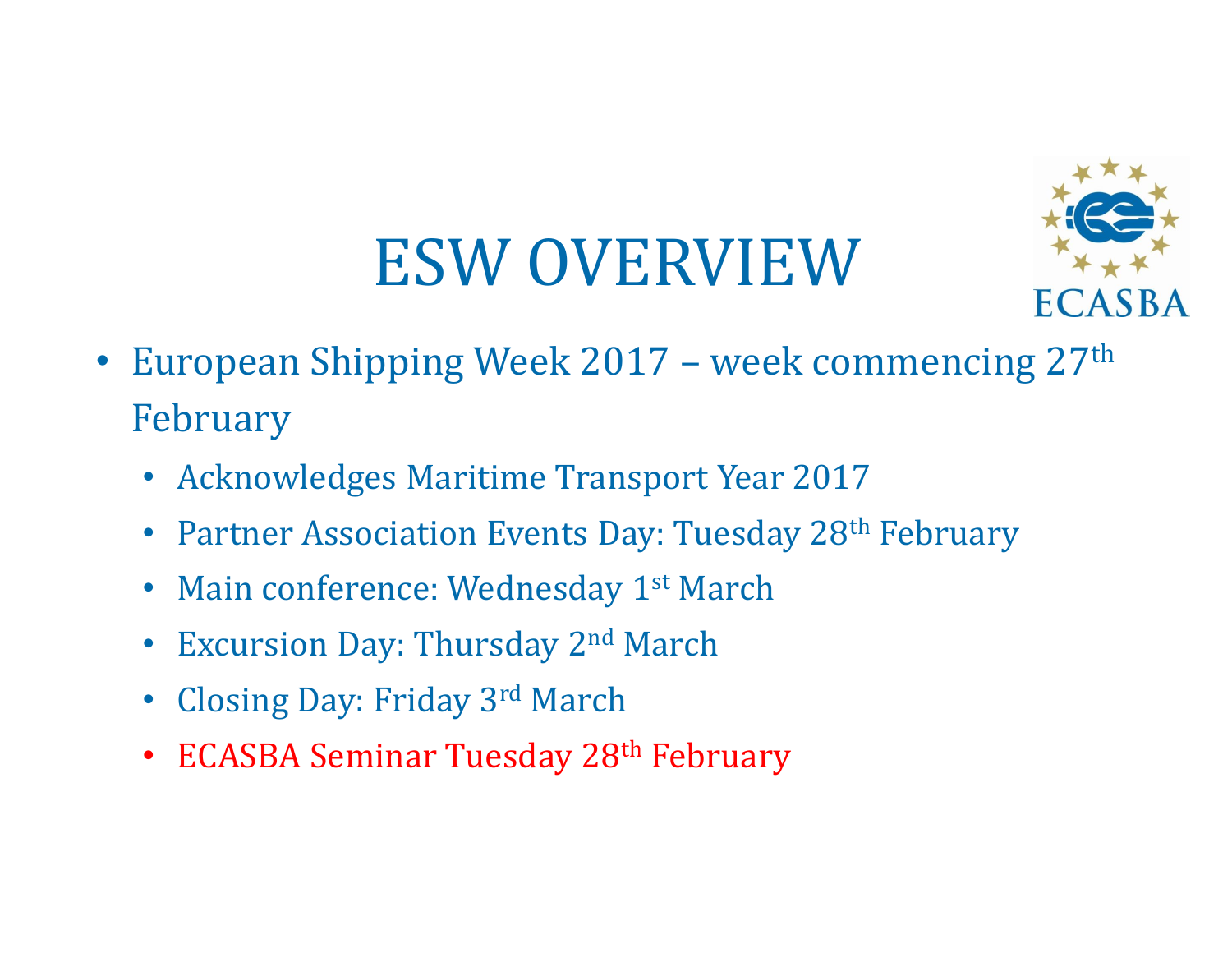# ESW OVERVIEW

ECASBA

- European Shipping Week 2017 – week commencing 27th February
  - Acknowledges Maritime Transport Year 2017
  - Partner Association Events Day: Tuesday 28th February
  - Main conference: Wednesday 1st March
  - Excursion Day: Thursday 2nd March
  - Closing Day: Friday 3rd March
  - ECASBA Seminar Tuesday 28th February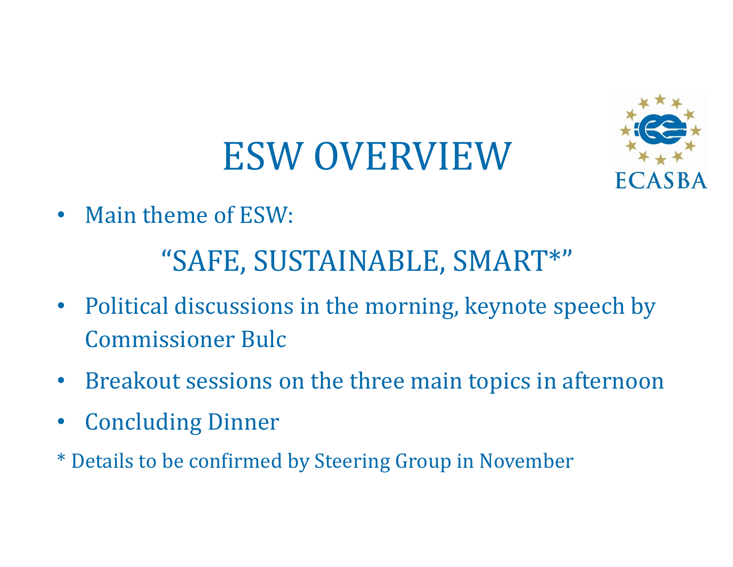# ESW OVERVIEW

ECASBA

- Main theme of ESW:

“SAFE, SUSTAINABLE, SMART*”

- Political discussions in the morning, keynote speech by Commissioner Bulc
- Breakout sessions on the three main topics in afternoon
- Concluding Dinner

* Details to be confirmed by Steering Group in November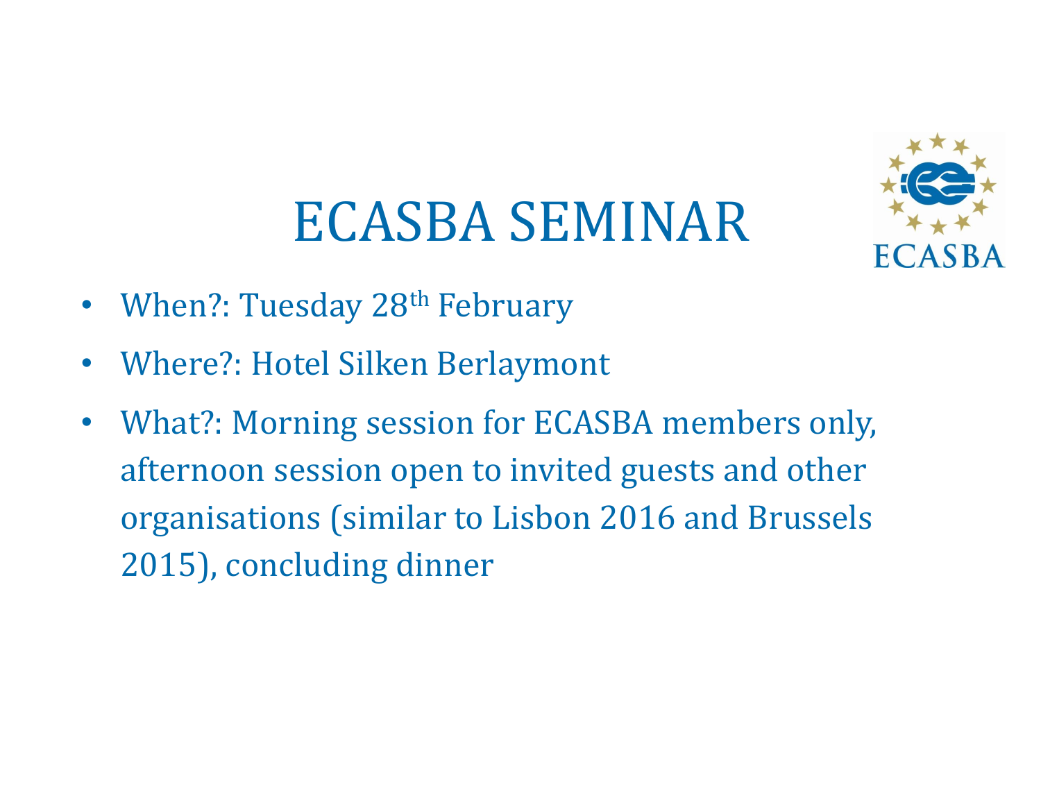# ECASBA SEMINAR

- When?: Tuesday 28th February
- Where?: Hotel Silken Berlaymont
- What?: Morning session for ECASBA members only, afternoon session open to invited guests and other organisations (similar to Lisbon 2016 and Brussels 2015), concluding dinner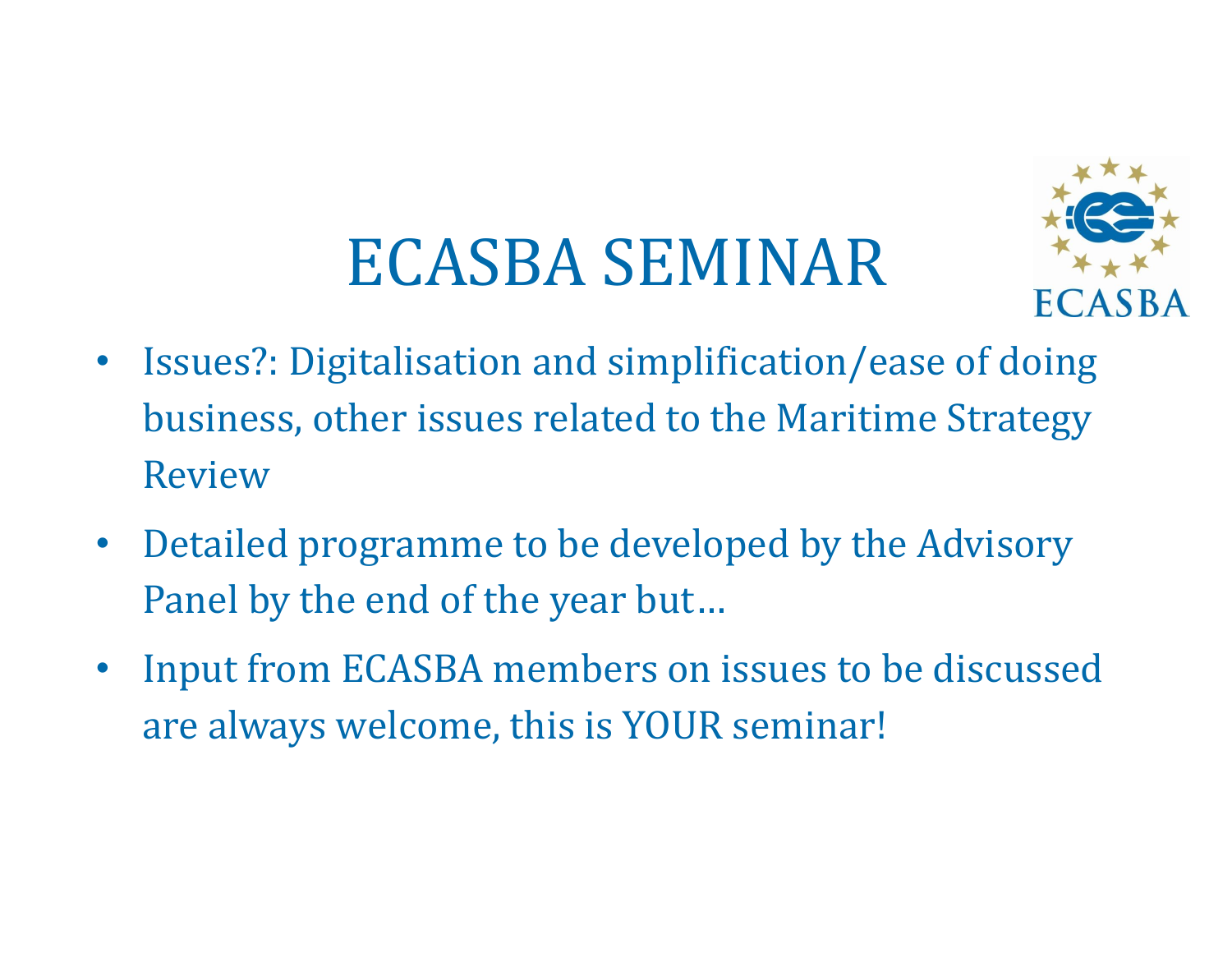# ECASBA SEMINAR

- Issues?: Digitalisation and simplification/ease of doing business, other issues related to the Maritime Strategy Review
- Detailed programme to be developed by the Advisory Panel by the end of the year but…
- Input from ECASBA members on issues to be discussed are always welcome, this is YOUR seminar!